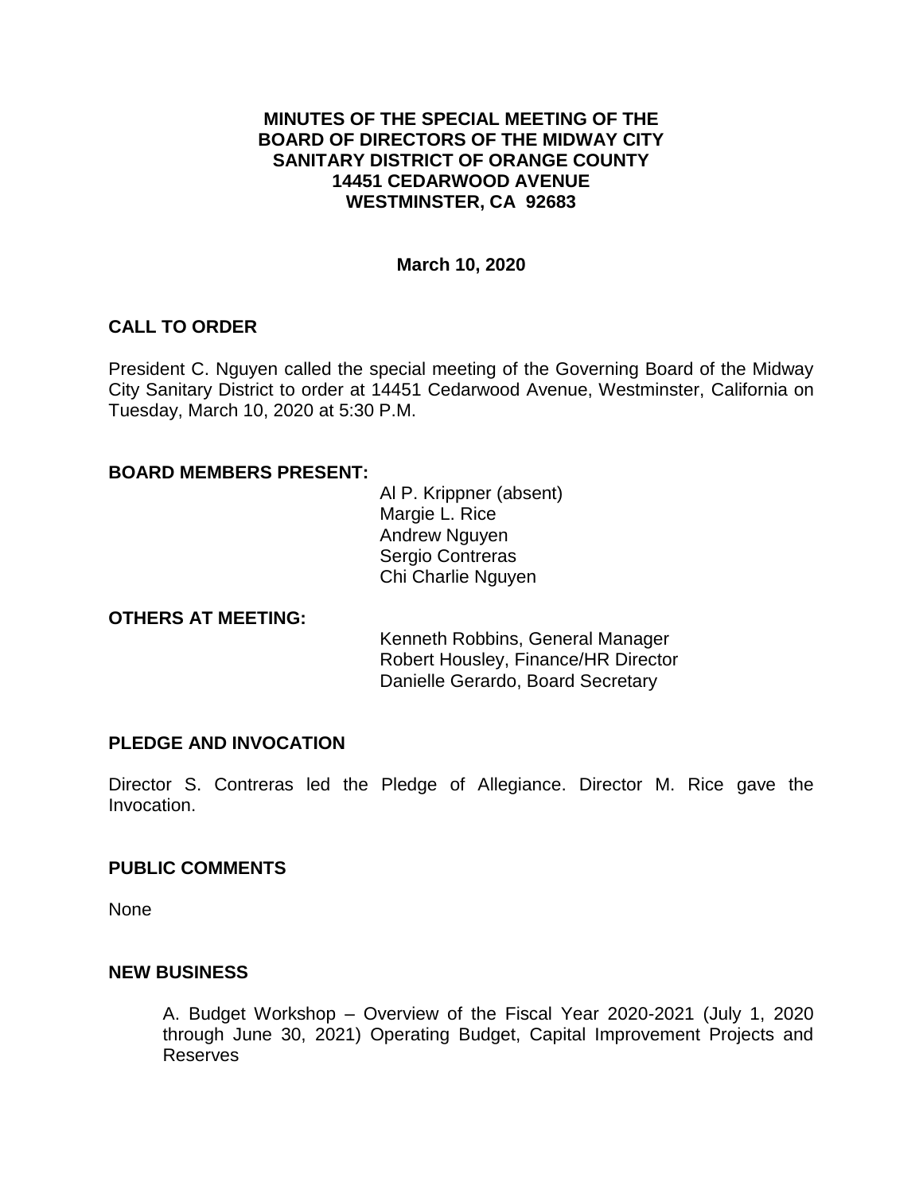**MINUTES OF THE SPECIAL MEETING OF THE BOARD OF DIRECTORS OF THE MIDWAY CITY SANITARY DISTRICT OF ORANGE COUNTY 14451 CEDARWOOD AVENUE WESTMINSTER, CA 92683**

**March 10, 2020**

## CALL TO ORDER

President C. Nguyen called the special meeting of the Governing Board of the Midway City Sanitary District to order at 14451 Cedarwood Avenue, Westminster, California on Tuesday, March 10, 2020 at 5:30 P.M.

## BOARD MEMBERS PRESENT:

Al P. Krippner (absent)
Margie L. Rice
Andrew Nguyen
Sergio Contreras
Chi Charlie Nguyen

## OTHERS AT MEETING:

Kenneth Robbins, General Manager
Robert Housley, Finance/HR Director
Danielle Gerardo, Board Secretary

## PLEDGE AND INVOCATION

Director S. Contreras led the Pledge of Allegiance. Director M. Rice gave the Invocation.

## PUBLIC COMMENTS

None

## NEW BUSINESS

A. Budget Workshop – Overview of the Fiscal Year 2020-2021 (July 1, 2020 through June 30, 2021) Operating Budget, Capital Improvement Projects and Reserves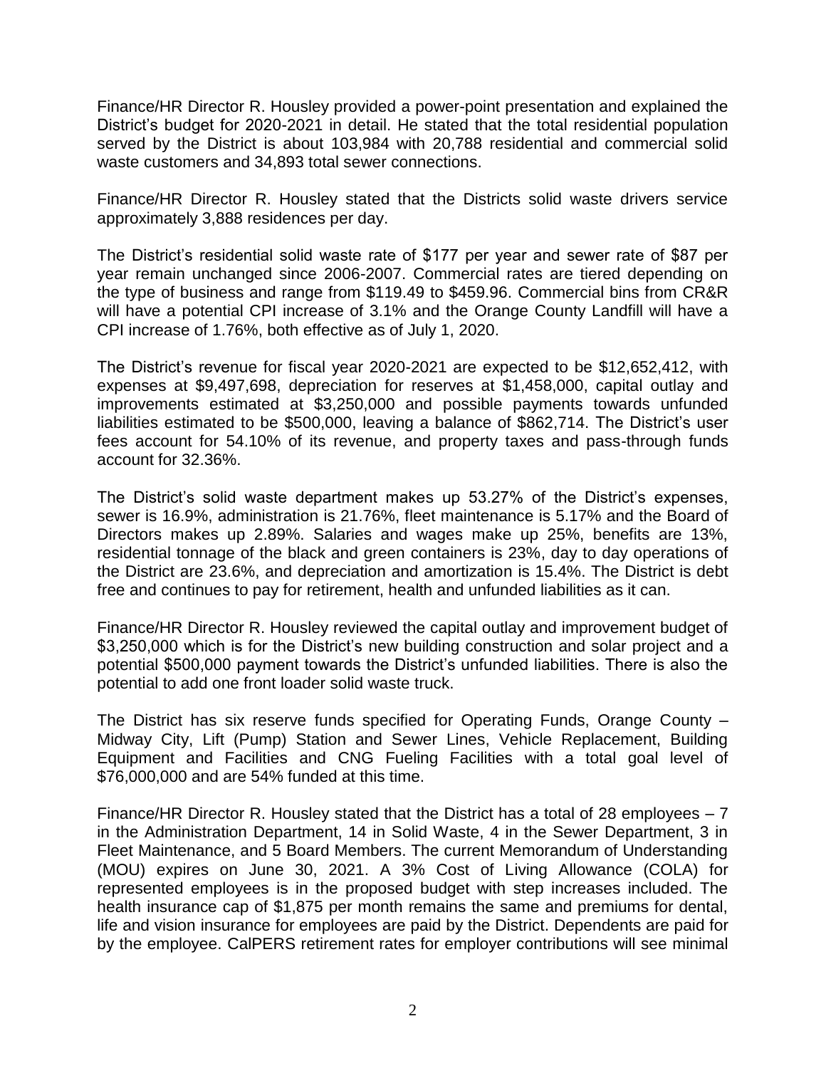Finance/HR Director R. Housley provided a power-point presentation and explained the District's budget for 2020-2021 in detail. He stated that the total residential population served by the District is about 103,984 with 20,788 residential and commercial solid waste customers and 34,893 total sewer connections.

Finance/HR Director R. Housley stated that the Districts solid waste drivers service approximately 3,888 residences per day.

The District's residential solid waste rate of $177 per year and sewer rate of $87 per year remain unchanged since 2006-2007. Commercial rates are tiered depending on the type of business and range from $119.49 to $459.96. Commercial bins from CR&R will have a potential CPI increase of 3.1% and the Orange County Landfill will have a CPI increase of 1.76%, both effective as of July 1, 2020.

The District's revenue for fiscal year 2020-2021 are expected to be $12,652,412, with expenses at $9,497,698, depreciation for reserves at $1,458,000, capital outlay and improvements estimated at $3,250,000 and possible payments towards unfunded liabilities estimated to be $500,000, leaving a balance of $862,714. The District's user fees account for 54.10% of its revenue, and property taxes and pass-through funds account for 32.36%.

The District's solid waste department makes up 53.27% of the District's expenses, sewer is 16.9%, administration is 21.76%, fleet maintenance is 5.17% and the Board of Directors makes up 2.89%. Salaries and wages make up 25%, benefits are 13%, residential tonnage of the black and green containers is 23%, day to day operations of the District are 23.6%, and depreciation and amortization is 15.4%. The District is debt free and continues to pay for retirement, health and unfunded liabilities as it can.

Finance/HR Director R. Housley reviewed the capital outlay and improvement budget of $3,250,000 which is for the District's new building construction and solar project and a potential $500,000 payment towards the District's unfunded liabilities. There is also the potential to add one front loader solid waste truck.

The District has six reserve funds specified for Operating Funds, Orange County – Midway City, Lift (Pump) Station and Sewer Lines, Vehicle Replacement, Building Equipment and Facilities and CNG Fueling Facilities with a total goal level of $76,000,000 and are 54% funded at this time.

Finance/HR Director R. Housley stated that the District has a total of 28 employees – 7 in the Administration Department, 14 in Solid Waste, 4 in the Sewer Department, 3 in Fleet Maintenance, and 5 Board Members. The current Memorandum of Understanding (MOU) expires on June 30, 2021. A 3% Cost of Living Allowance (COLA) for represented employees is in the proposed budget with step increases included. The health insurance cap of $1,875 per month remains the same and premiums for dental, life and vision insurance for employees are paid by the District. Dependents are paid for by the employee. CalPERS retirement rates for employer contributions will see minimal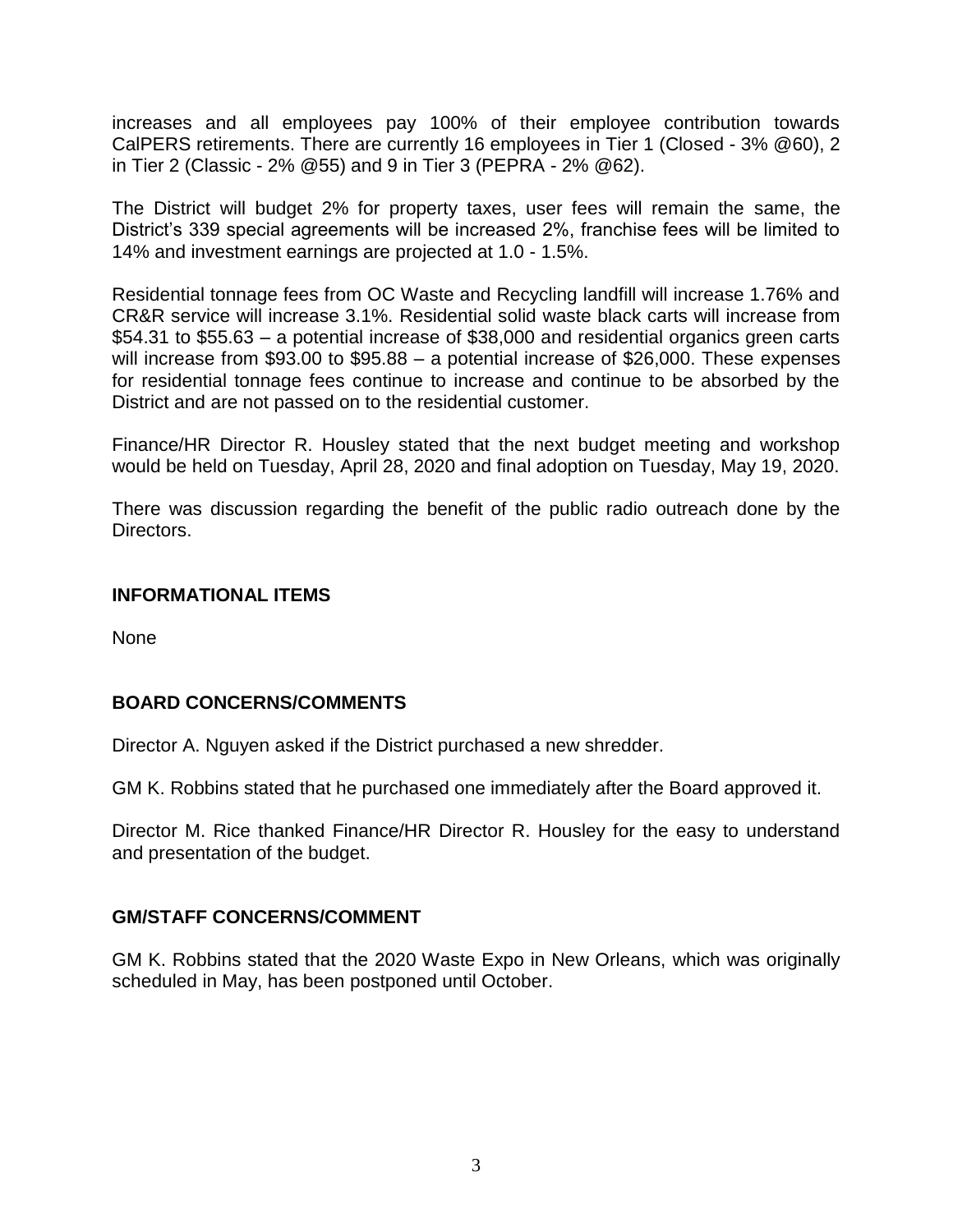increases and all employees pay 100% of their employee contribution towards CalPERS retirements. There are currently 16 employees in Tier 1 (Closed - 3% @60), 2 in Tier 2 (Classic - 2% @55) and 9 in Tier 3 (PEPRA - 2% @62).

The District will budget 2% for property taxes, user fees will remain the same, the District's 339 special agreements will be increased 2%, franchise fees will be limited to 14% and investment earnings are projected at 1.0 - 1.5%.

Residential tonnage fees from OC Waste and Recycling landfill will increase 1.76% and CR&R service will increase 3.1%. Residential solid waste black carts will increase from \$54.31 to \$55.63 – a potential increase of \$38,000 and residential organics green carts will increase from \$93.00 to \$95.88 – a potential increase of \$26,000. These expenses for residential tonnage fees continue to increase and continue to be absorbed by the District and are not passed on to the residential customer.

Finance/HR Director R. Housley stated that the next budget meeting and workshop would be held on Tuesday, April 28, 2020 and final adoption on Tuesday, May 19, 2020.

There was discussion regarding the benefit of the public radio outreach done by the Directors.

## INFORMATIONAL ITEMS

None

## BOARD CONCERNS/COMMENTS

Director A. Nguyen asked if the District purchased a new shredder.

GM K. Robbins stated that he purchased one immediately after the Board approved it.

Director M. Rice thanked Finance/HR Director R. Housley for the easy to understand and presentation of the budget.

## GM/STAFF CONCERNS/COMMENT

GM K. Robbins stated that the 2020 Waste Expo in New Orleans, which was originally scheduled in May, has been postponed until October.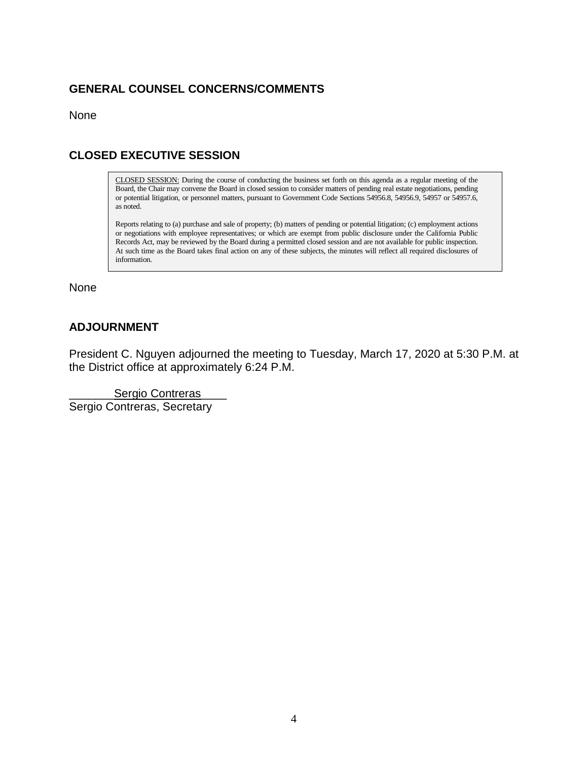## GENERAL COUNSEL CONCERNS/COMMENTS

None

## CLOSED EXECUTIVE SESSION

> CLOSED SESSION: During the course of conducting the business set forth on this agenda as a regular meeting of the Board, the Chair may convene the Board in closed session to consider matters of pending real estate negotiations, pending or potential litigation, or personnel matters, pursuant to Government Code Sections 54956.8, 54956.9, 54957 or 54957.6, as noted.
>
> Reports relating to (a) purchase and sale of property; (b) matters of pending or potential litigation; (c) employment actions or negotiations with employee representatives; or which are exempt from public disclosure under the California Public Records Act, may be reviewed by the Board during a permitted closed session and are not available for public inspection. At such time as the Board takes final action on any of these subjects, the minutes will reflect all required disclosures of information.

None

## ADJOURNMENT

President C. Nguyen adjourned the meeting to Tuesday, March 17, 2020 at 5:30 P.M. at the District office at approximately 6:24 P.M.

_______Sergio Contreras____
Sergio Contreras, Secretary